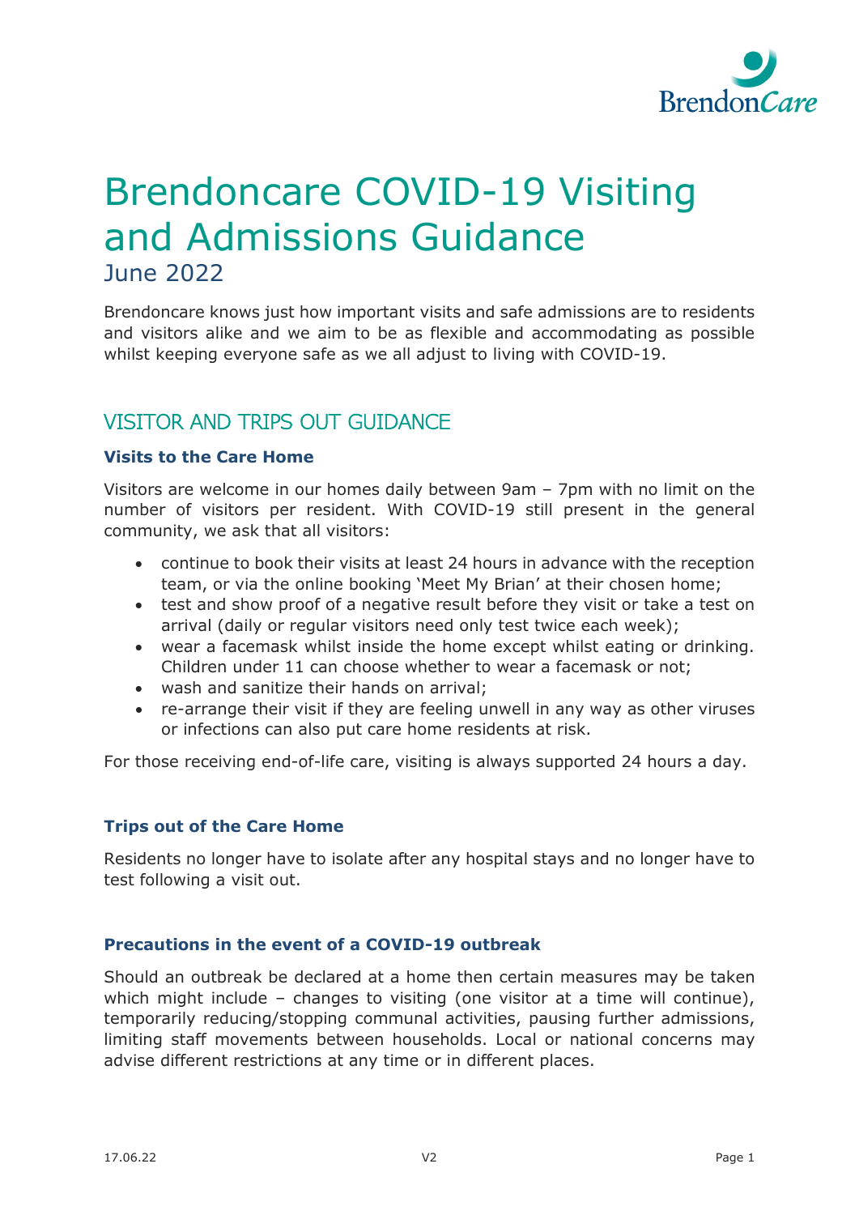# Brendoncare COVID-19 Visiting and Admissions Guidance

June 2022

Brendoncare knows just how important visits and safe admissions are to residents and visitors alike and we aim to be as flexible and accommodating as possible whilst keeping everyone safe as we all adjust to living with COVID-19.

## VISITOR AND TRIPS OUT GUIDANCE

### Visits to the Care Home

Visitors are welcome in our homes daily between 9am – 7pm with no limit on the number of visitors per resident. With COVID-19 still present in the general community, we ask that all visitors:

- continue to book their visits at least 24 hours in advance with the reception team, or via the online booking 'Meet My Brian' at their chosen home;
- test and show proof of a negative result before they visit or take a test on arrival (daily or regular visitors need only test twice each week);
- wear a facemask whilst inside the home except whilst eating or drinking. Children under 11 can choose whether to wear a facemask or not;
- wash and sanitize their hands on arrival;
- re-arrange their visit if they are feeling unwell in any way as other viruses or infections can also put care home residents at risk.

For those receiving end-of-life care, visiting is always supported 24 hours a day.

### Trips out of the Care Home

Residents no longer have to isolate after any hospital stays and no longer have to test following a visit out.

### Precautions in the event of a COVID-19 outbreak

Should an outbreak be declared at a home then certain measures may be taken which might include – changes to visiting (one visitor at a time will continue), temporarily reducing/stopping communal activities, pausing further admissions, limiting staff movements between households. Local or national concerns may advise different restrictions at any time or in different places.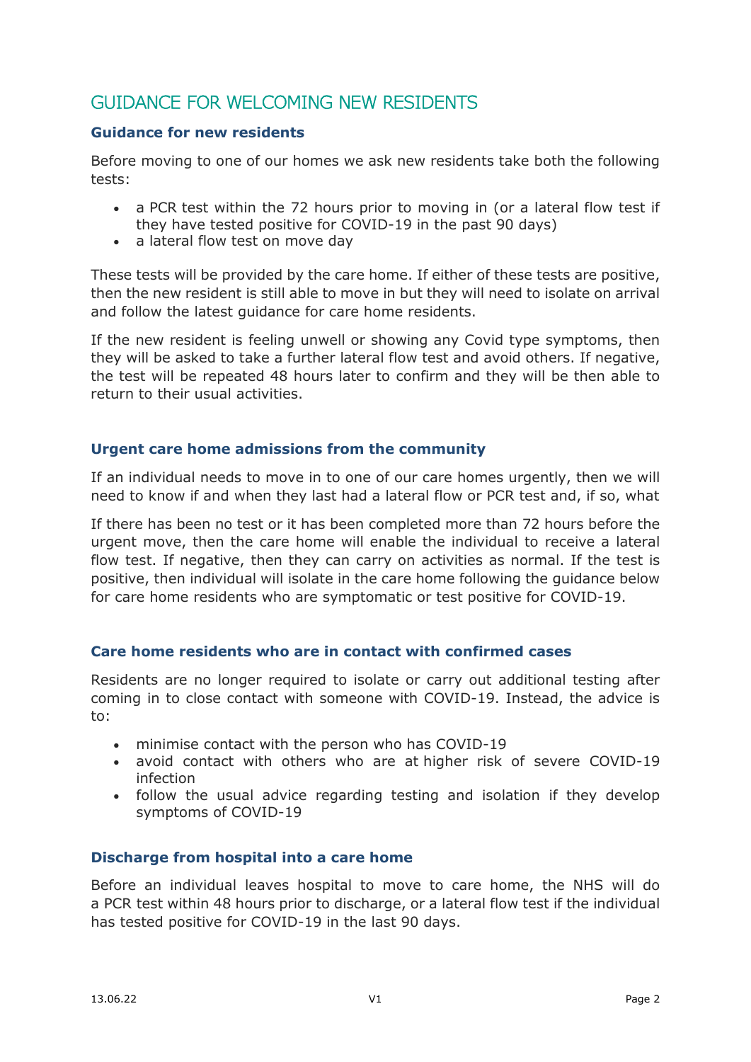# GUIDANCE FOR WELCOMING NEW RESIDENTS

### Guidance for new residents

Before moving to one of our homes we ask new residents take both the following tests:

- a PCR test within the 72 hours prior to moving in (or a lateral flow test if they have tested positive for COVID-19 in the past 90 days)
- a lateral flow test on move day

These tests will be provided by the care home. If either of these tests are positive, then the new resident is still able to move in but they will need to isolate on arrival and follow the latest guidance for care home residents.

If the new resident is feeling unwell or showing any Covid type symptoms, then they will be asked to take a further lateral flow test and avoid others. If negative, the test will be repeated 48 hours later to confirm and they will be then able to return to their usual activities.

### Urgent care home admissions from the community

If an individual needs to move in to one of our care homes urgently, then we will need to know if and when they last had a lateral flow or PCR test and, if so, what

If there has been no test or it has been completed more than 72 hours before the urgent move, then the care home will enable the individual to receive a lateral flow test. If negative, then they can carry on activities as normal. If the test is positive, then individual will isolate in the care home following the guidance below for care home residents who are symptomatic or test positive for COVID-19.

### Care home residents who are in contact with confirmed cases

Residents are no longer required to isolate or carry out additional testing after coming in to close contact with someone with COVID-19. Instead, the advice is to:

- minimise contact with the person who has COVID-19
- avoid contact with others who are at higher risk of severe COVID-19 infection
- follow the usual advice regarding testing and isolation if they develop symptoms of COVID-19

### Discharge from hospital into a care home

Before an individual leaves hospital to move to care home, the NHS will do a PCR test within 48 hours prior to discharge, or a lateral flow test if the individual has tested positive for COVID-19 in the last 90 days.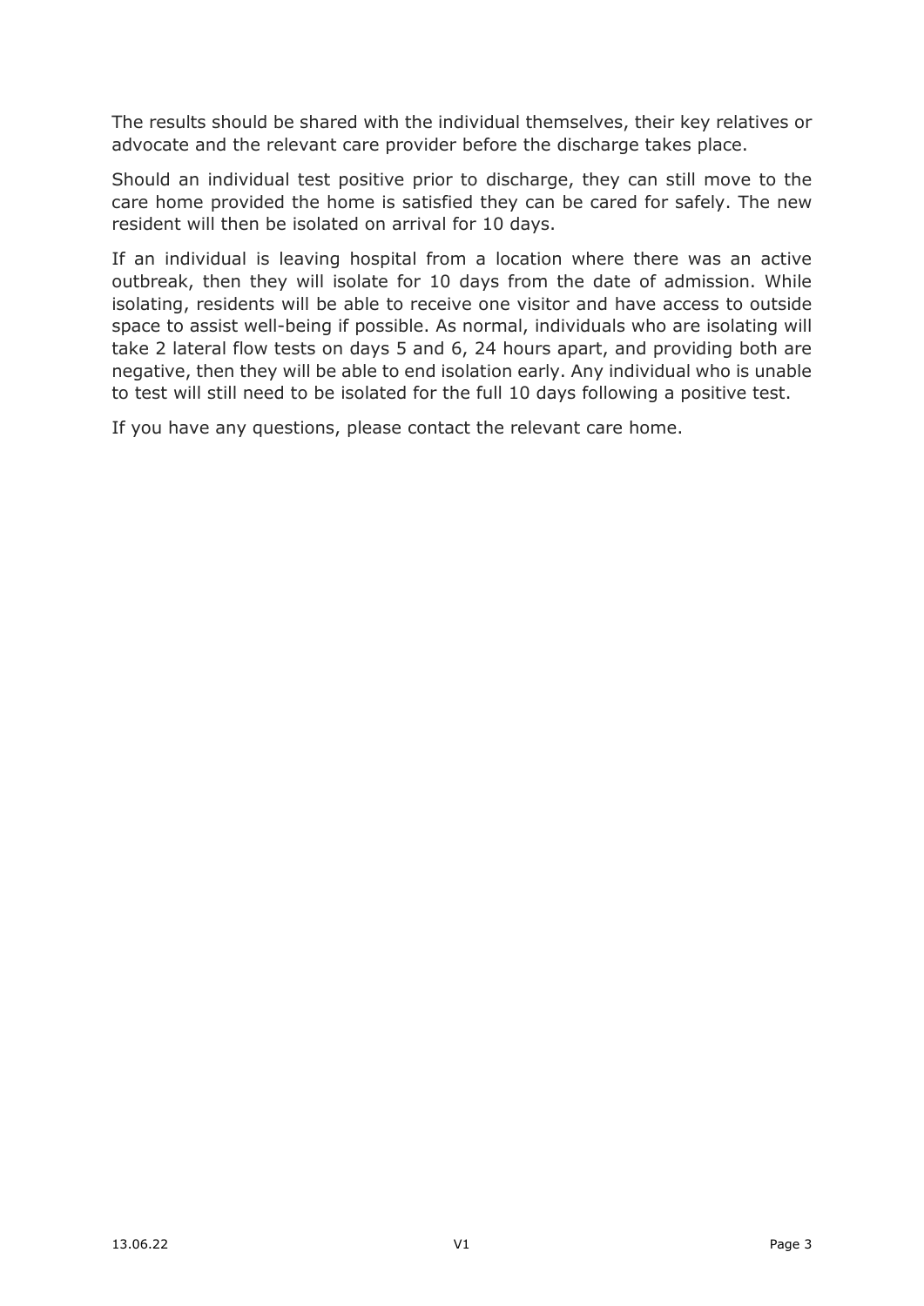The results should be shared with the individual themselves, their key relatives or advocate and the relevant care provider before the discharge takes place.

Should an individual test positive prior to discharge, they can still move to the care home provided the home is satisfied they can be cared for safely. The new resident will then be isolated on arrival for 10 days.

If an individual is leaving hospital from a location where there was an active outbreak, then they will isolate for 10 days from the date of admission. While isolating, residents will be able to receive one visitor and have access to outside space to assist well-being if possible. As normal, individuals who are isolating will take 2 lateral flow tests on days 5 and 6, 24 hours apart, and providing both are negative, then they will be able to end isolation early. Any individual who is unable to test will still need to be isolated for the full 10 days following a positive test.

If you have any questions, please contact the relevant care home.